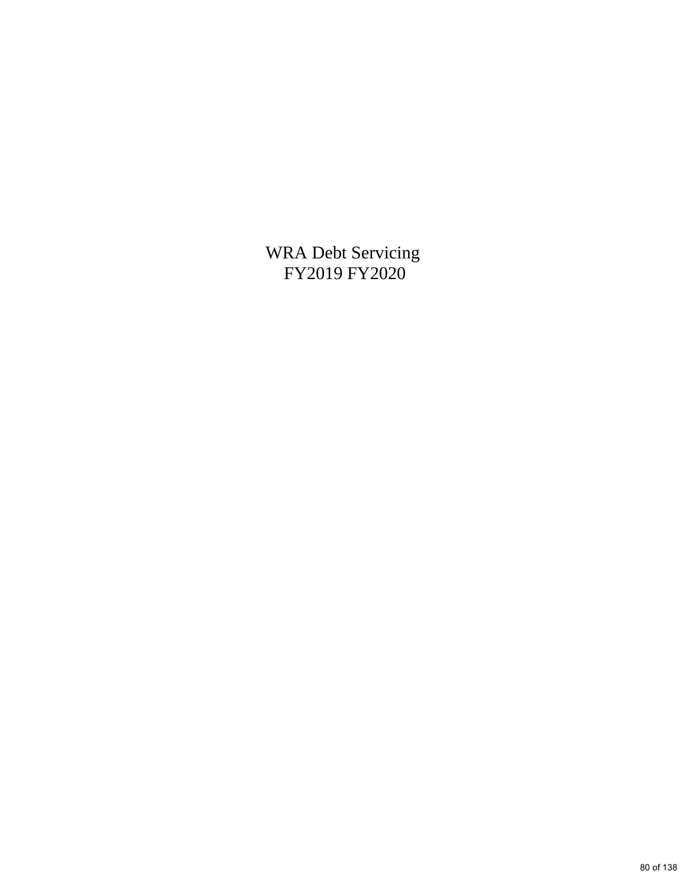# WRA Debt Servicing
# FY2019 FY2020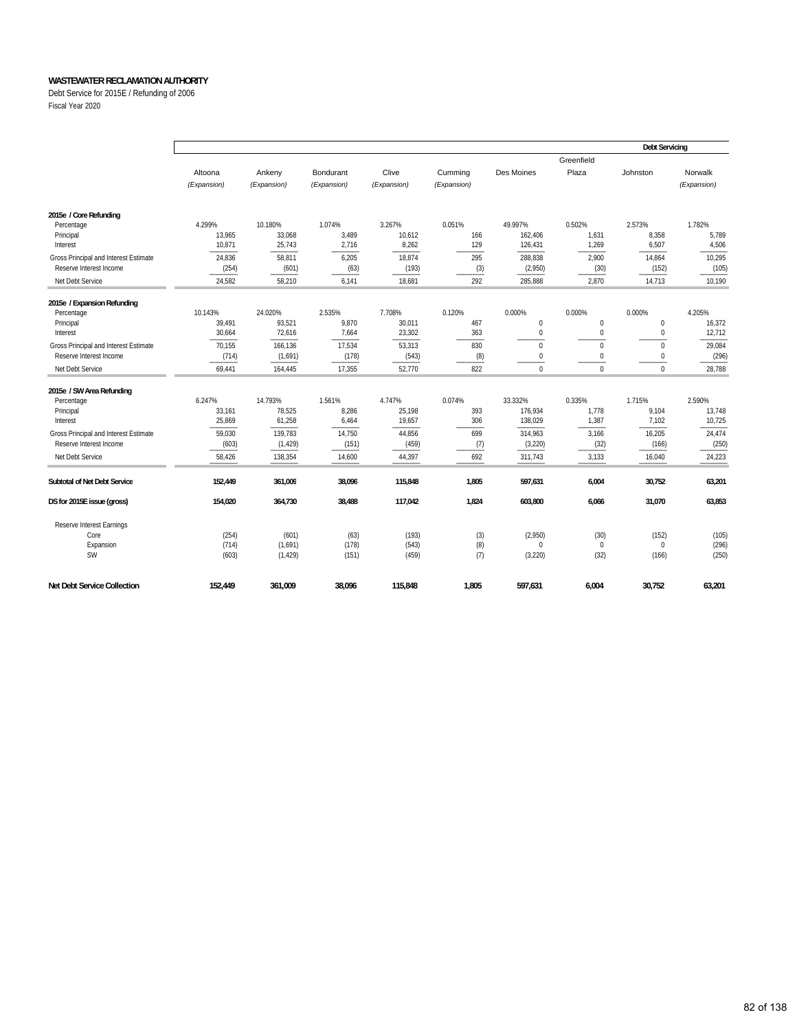**WASTEWATER RECLAMATION AUTHORITY**

Debt Service for 2015E / Refunding of 2006

Fiscal Year 2020

| | Altoona (Expansion) | Ankeny (Expansion) | Bondurant (Expansion) | Clive (Expansion) | Cumming (Expansion) | Des Moines | Greenfield Plaza | Johnston | Norwalk (Expansion) |
|---|---|---|---|---|---|---|---|---|---|
| | | | | | | | | **Debt Servicing** | |
| **2015e / Core Refunding** | | | | | | | | | |
| Percentage | 4.299% | 10.180% | 1.074% | 3.267% | 0.051% | 49.997% | 0.502% | 2.573% | 1.782% |
| Principal | 13,965 | 33,068 | 3,489 | 10,612 | 166 | 162,406 | 1,631 | 8,358 | 5,789 |
| Interest | 10,871 | 25,743 | 2,716 | 8,262 | 129 | 126,431 | 1,269 | 6,507 | 4,506 |
| Gross Principal and Interest Estimate | 24,836 | 58,811 | 6,205 | 18,874 | 295 | 288,838 | 2,900 | 14,864 | 10,295 |
| Reserve Interest Income | (254) | (601) | (63) | (193) | (3) | (2,950) | (30) | (152) | (105) |
| Net Debt Service | 24,582 | 58,210 | 6,141 | 18,681 | 292 | 285,888 | 2,870 | 14,713 | 10,190 |
| **2015e / Expansion Refunding** | | | | | | | | | |
| Percentage | 10.143% | 24.020% | 2.535% | 7.708% | 0.120% | 0.000% | 0.000% | 0.000% | 4.205% |
| Principal | 39,491 | 93,521 | 9,870 | 30,011 | 467 | 0 | 0 | 0 | 16,372 |
| Interest | 30,664 | 72,616 | 7,664 | 23,302 | 363 | 0 | 0 | 0 | 12,712 |
| Gross Principal and Interest Estimate | 70,155 | 166,136 | 17,534 | 53,313 | 830 | 0 | 0 | 0 | 29,084 |
| Reserve Interest Income | (714) | (1,691) | (178) | (543) | (8) | 0 | 0 | 0 | (296) |
| Net Debt Service | 69,441 | 164,445 | 17,355 | 52,770 | 822 | 0 | 0 | 0 | 28,788 |
| **2015e / SW Area Refunding** | | | | | | | | | |
| Percentage | 6.247% | 14.793% | 1.561% | 4.747% | 0.074% | 33.332% | 0.335% | 1.715% | 2.590% |
| Principal | 33,161 | 78,525 | 8,286 | 25,198 | 393 | 176,934 | 1,778 | 9,104 | 13,748 |
| Interest | 25,869 | 61,258 | 6,464 | 19,657 | 306 | 138,029 | 1,387 | 7,102 | 10,725 |
| Gross Principal and Interest Estimate | 59,030 | 139,783 | 14,750 | 44,856 | 699 | 314,963 | 3,166 | 16,205 | 24,474 |
| Reserve Interest Income | (603) | (1,429) | (151) | (459) | (7) | (3,220) | (32) | (166) | (250) |
| Net Debt Service | 58,426 | 138,354 | 14,600 | 44,397 | 692 | 311,743 | 3,133 | 16,040 | 24,223 |
| **Subtotal of Net Debt Service** | **152,449** | **361,009** | **38,096** | **115,848** | **1,805** | **597,631** | **6,004** | **30,752** | **63,201** |
| **DS for 2015E issue (gross)** | **154,020** | **364,730** | **38,488** | **117,042** | **1,824** | **603,800** | **6,066** | **31,070** | **63,853** |
| Reserve Interest Earnings | | | | | | | | | |
| Core | (254) | (601) | (63) | (193) | (3) | (2,950) | (30) | (152) | (105) |
| Expansion | (714) | (1,691) | (178) | (543) | (8) | 0 | 0 | 0 | (296) |
| SW | (603) | (1,429) | (151) | (459) | (7) | (3,220) | (32) | (166) | (250) |
| **Net Debt Service Collection** | **152,449** | **361,009** | **38,096** | **115,848** | **1,805** | **597,631** | **6,004** | **30,752** | **63,201** |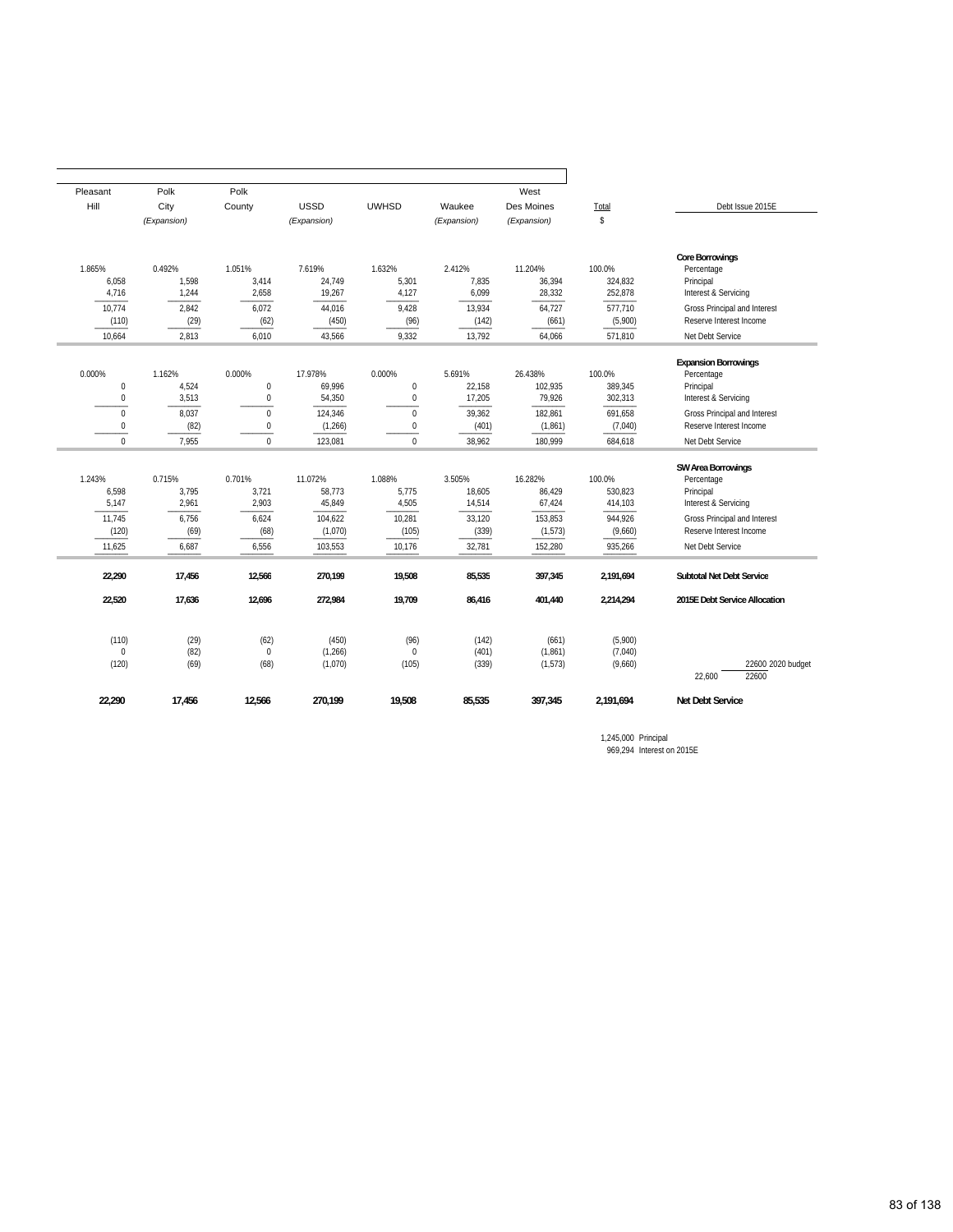| Pleasant Hill | Polk City (Expansion) | Polk County | USSD (Expansion) | UWHSD | Waukee (Expansion) | West Des Moines (Expansion) | Total $ | Debt Issue 2015E |
|---|---|---|---|---|---|---|---|---|
| | | | | | | | | **Core Borrowings** |
| 1.865% | 0.492% | 1.051% | 7.619% | 1.632% | 2.412% | 11.204% | 100.0% | Percentage |
| 6,058 | 1,598 | 3,414 | 24,749 | 5,301 | 7,835 | 36,394 | 324,832 | Principal |
| 4,716 | 1,244 | 2,658 | 19,267 | 4,127 | 6,099 | 28,332 | 252,878 | Interest & Servicing |
| 10,774 | 2,842 | 6,072 | 44,016 | 9,428 | 13,934 | 64,727 | 577,710 | Gross Principal and Interest |
| (110) | (29) | (62) | (450) | (96) | (142) | (661) | (5,900) | Reserve Interest Income |
| 10,664 | 2,813 | 6,010 | 43,566 | 9,332 | 13,792 | 64,066 | 571,810 | Net Debt Service |
| | | | | | | | | **Expansion Borrowings** |
| 0.000% | 1.162% | 0.000% | 17.978% | 0.000% | 5.691% | 26.438% | 100.0% | Percentage |
| 0 | 4,524 | 0 | 69,996 | 0 | 22,158 | 102,935 | 389,345 | Principal |
| 0 | 3,513 | 0 | 54,350 | 0 | 17,205 | 79,926 | 302,313 | Interest & Servicing |
| 0 | 8,037 | 0 | 124,346 | 0 | 39,362 | 182,861 | 691,658 | Gross Principal and Interest |
| 0 | (82) | 0 | (1,266) | 0 | (401) | (1,861) | (7,040) | Reserve Interest Income |
| 0 | 7,955 | 0 | 123,081 | 0 | 38,962 | 180,999 | 684,618 | Net Debt Service |
| | | | | | | | | **SW Area Borrowings** |
| 1.243% | 0.715% | 0.701% | 11.072% | 1.088% | 3.505% | 16.282% | 100.0% | Percentage |
| 6,598 | 3,795 | 3,721 | 58,773 | 5,775 | 18,605 | 86,429 | 530,823 | Principal |
| 5,147 | 2,961 | 2,903 | 45,849 | 4,505 | 14,514 | 67,424 | 414,103 | Interest & Servicing |
| 11,745 | 6,756 | 6,624 | 104,622 | 10,281 | 33,120 | 153,853 | 944,926 | Gross Principal and Interest |
| (120) | (69) | (68) | (1,070) | (105) | (339) | (1,573) | (9,660) | Reserve Interest Income |
| 11,625 | 6,687 | 6,556 | 103,553 | 10,176 | 32,781 | 152,280 | 935,266 | Net Debt Service |
| **22,290** | **17,456** | **12,566** | **270,199** | **19,508** | **85,535** | **397,345** | **2,191,694** | **Subtotal Net Debt Service** |
| **22,520** | **17,636** | **12,696** | **272,984** | **19,709** | **86,416** | **401,440** | **2,214,294** | **2015E Debt Service Allocation** |
| (110) | (29) | (62) | (450) | (96) | (142) | (661) | (5,900) | |
| 0 | (82) | 0 | (1,266) | 0 | (401) | (1,861) | (7,040) | |
| (120) | (69) | (68) | (1,070) | (105) | (339) | (1,573) | (9,660) | 22600 2020 budget |
| | | | | | | | | 22,600 22600 |
| **22,290** | **17,456** | **12,566** | **270,199** | **19,508** | **85,535** | **397,345** | **2,191,694** | **Net Debt Service** |

1,245,000 Principal
969,294 Interest on 2015E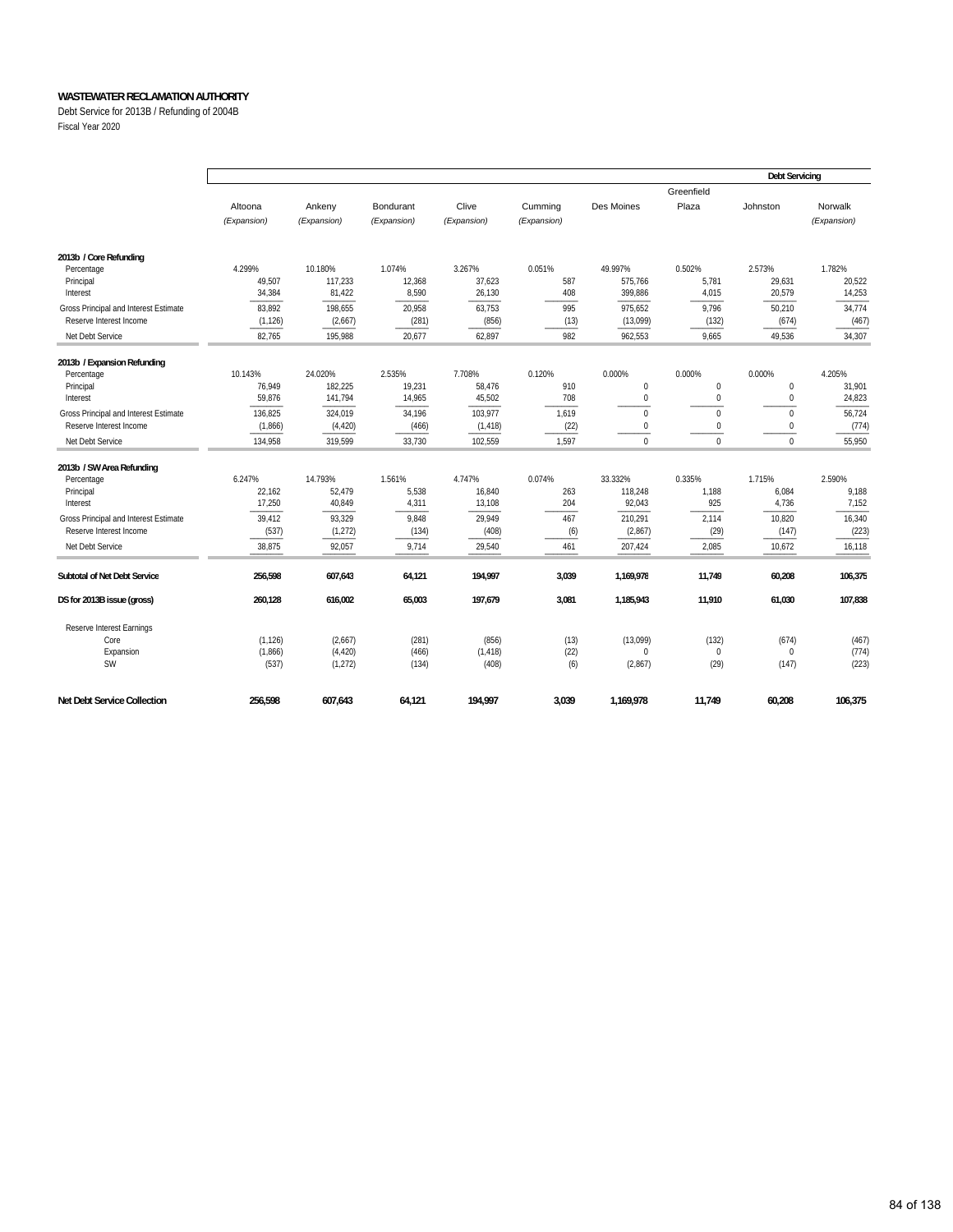**WASTEWATER RECLAMATION AUTHORITY**

Debt Service for 2013B / Refunding of 2004B

Fiscal Year 2020

| | | | | | | | | Debt Servicing | |
|---|---|---|---|---|---|---|---|---|---|
| | Altoona (Expansion) | Ankeny (Expansion) | Bondurant (Expansion) | Clive (Expansion) | Cumming (Expansion) | Des Moines | Greenfield Plaza | Johnston | Norwalk (Expansion) |
| **2013b / Core Refunding** | | | | | | | | | |
| Percentage | 4.299% | 10.180% | 1.074% | 3.267% | 0.051% | 49.997% | 0.502% | 2.573% | 1.782% |
| Principal | 49,507 | 117,233 | 12,368 | 37,623 | 587 | 575,766 | 5,781 | 29,631 | 20,522 |
| Interest | 34,384 | 81,422 | 8,590 | 26,130 | 408 | 399,886 | 4,015 | 20,579 | 14,253 |
| Gross Principal and Interest Estimate | 83,892 | 198,655 | 20,958 | 63,753 | 995 | 975,652 | 9,796 | 50,210 | 34,774 |
| Reserve Interest Income | (1,126) | (2,667) | (281) | (856) | (13) | (13,099) | (132) | (674) | (467) |
| Net Debt Service | 82,765 | 195,988 | 20,677 | 62,897 | 982 | 962,553 | 9,665 | 49,536 | 34,307 |
| **2013b / Expansion Refunding** | | | | | | | | | |
| Percentage | 10.143% | 24.020% | 2.535% | 7.708% | 0.120% | 0.000% | 0.000% | 0.000% | 4.205% |
| Principal | 76,949 | 182,225 | 19,231 | 58,476 | 910 | 0 | 0 | 0 | 31,901 |
| Interest | 59,876 | 141,794 | 14,965 | 45,502 | 708 | 0 | 0 | 0 | 24,823 |
| Gross Principal and Interest Estimate | 136,825 | 324,019 | 34,196 | 103,977 | 1,619 | 0 | 0 | 0 | 56,724 |
| Reserve Interest Income | (1,866) | (4,420) | (466) | (1,418) | (22) | 0 | 0 | 0 | (774) |
| Net Debt Service | 134,958 | 319,599 | 33,730 | 102,559 | 1,597 | 0 | 0 | 0 | 55,950 |
| **2013b / SW Area Refunding** | | | | | | | | | |
| Percentage | 6.247% | 14.793% | 1.561% | 4.747% | 0.074% | 33.332% | 0.335% | 1.715% | 2.590% |
| Principal | 22,162 | 52,479 | 5,538 | 16,840 | 263 | 118,248 | 1,188 | 6,084 | 9,188 |
| Interest | 17,250 | 40,849 | 4,311 | 13,108 | 204 | 92,043 | 925 | 4,736 | 7,152 |
| Gross Principal and Interest Estimate | 39,412 | 93,329 | 9,848 | 29,949 | 467 | 210,291 | 2,114 | 10,820 | 16,340 |
| Reserve Interest Income | (537) | (1,272) | (134) | (408) | (6) | (2,867) | (29) | (147) | (223) |
| Net Debt Service | 38,875 | 92,057 | 9,714 | 29,540 | 461 | 207,424 | 2,085 | 10,672 | 16,118 |
| **Subtotal of Net Debt Service** | **256,598** | **607,643** | **64,121** | **194,997** | **3,039** | **1,169,978** | **11,749** | **60,208** | **106,375** |
| **DS for 2013B issue (gross)** | **260,128** | **616,002** | **65,003** | **197,679** | **3,081** | **1,185,943** | **11,910** | **61,030** | **107,838** |
| Reserve Interest Earnings | | | | | | | | | |
| Core | (1,126) | (2,667) | (281) | (856) | (13) | (13,099) | (132) | (674) | (467) |
| Expansion | (1,866) | (4,420) | (466) | (1,418) | (22) | 0 | 0 | 0 | (774) |
| SW | (537) | (1,272) | (134) | (408) | (6) | (2,867) | (29) | (147) | (223) |
| **Net Debt Service Collection** | **256,598** | **607,643** | **64,121** | **194,997** | **3,039** | **1,169,978** | **11,749** | **60,208** | **106,375** |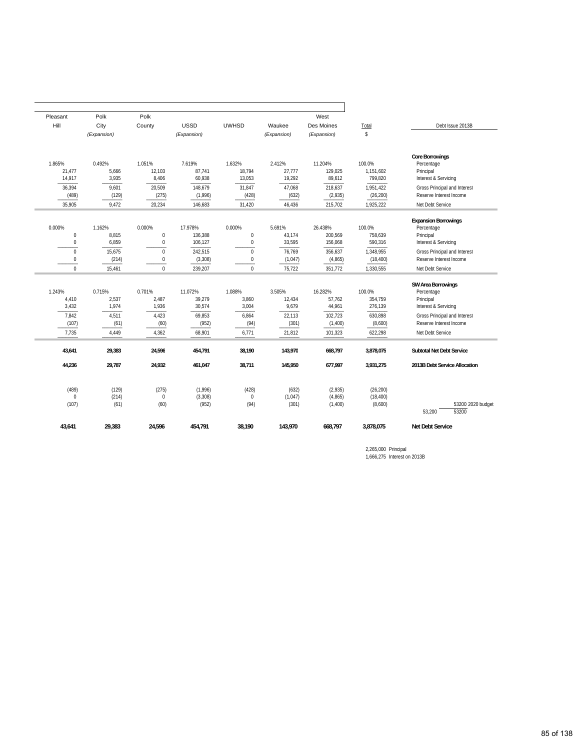| Pleasant Hill | Polk City (Expansion) | Polk County | USSD (Expansion) | UWHSD | Waukee (Expansion) | West Des Moines (Expansion) | Total $ | Debt Issue 2013B |
|---|---|---|---|---|---|---|---|---|
| | | | | | | | | **Core Borrowings** |
| 1.865% | 0.492% | 1.051% | 7.619% | 1.632% | 2.412% | 11.204% | 100.0% | Percentage |
| 21,477 | 5,666 | 12,103 | 87,741 | 18,794 | 27,777 | 129,025 | 1,151,602 | Principal |
| 14,917 | 3,935 | 8,406 | 60,938 | 13,053 | 19,292 | 89,612 | 799,820 | Interest & Servicing |
| 36,394 | 9,601 | 20,509 | 148,679 | 31,847 | 47,068 | 218,637 | 1,951,422 | Gross Principal and Interest |
| (489) | (129) | (275) | (1,996) | (428) | (632) | (2,935) | (26,200) | Reserve Interest Income |
| 35,905 | 9,472 | 20,234 | 146,683 | 31,420 | 46,436 | 215,702 | 1,925,222 | Net Debt Service |
| | | | | | | | | **Expansion Borrowings** |
| 0.000% | 1.162% | 0.000% | 17.978% | 0.000% | 5.691% | 26.438% | 100.0% | Percentage |
| 0 | 8,815 | 0 | 136,388 | 0 | 43,174 | 200,569 | 758,639 | Principal |
| 0 | 6,859 | 0 | 106,127 | 0 | 33,595 | 156,068 | 590,316 | Interest & Servicing |
| 0 | 15,675 | 0 | 242,515 | 0 | 76,769 | 356,637 | 1,348,955 | Gross Principal and Interest |
| 0 | (214) | 0 | (3,308) | 0 | (1,047) | (4,865) | (18,400) | Reserve Interest Income |
| 0 | 15,461 | 0 | 239,207 | 0 | 75,722 | 351,772 | 1,330,555 | Net Debt Service |
| | | | | | | | | **SW Area Borrowings** |
| 1.243% | 0.715% | 0.701% | 11.072% | 1.088% | 3.505% | 16.282% | 100.0% | Percentage |
| 4,410 | 2,537 | 2,487 | 39,279 | 3,860 | 12,434 | 57,762 | 354,759 | Principal |
| 3,432 | 1,974 | 1,936 | 30,574 | 3,004 | 9,679 | 44,961 | 276,139 | Interest & Servicing |
| 7,842 | 4,511 | 4,423 | 69,853 | 6,864 | 22,113 | 102,723 | 630,898 | Gross Principal and Interest |
| (107) | (61) | (60) | (952) | (94) | (301) | (1,400) | (8,600) | Reserve Interest Income |
| 7,735 | 4,449 | 4,362 | 68,901 | 6,771 | 21,812 | 101,323 | 622,298 | Net Debt Service |
| **43,641** | **29,383** | **24,596** | **454,791** | **38,190** | **143,970** | **668,797** | **3,878,075** | **Subtotal Net Debt Service** |
| **44,236** | **29,787** | **24,932** | **461,047** | **38,711** | **145,950** | **677,997** | **3,931,275** | **2013B Debt Service Allocation** |
| (489) | (129) | (275) | (1,996) | (428) | (632) | (2,935) | (26,200) | |
| 0 | (214) | 0 | (3,308) | 0 | (1,047) | (4,865) | (18,400) | |
| (107) | (61) | (60) | (952) | (94) | (301) | (1,400) | (8,600) | 53200 2020 budget |
| | | | | | | | | 53,200 53200 |
| **43,641** | **29,383** | **24,596** | **454,791** | **38,190** | **143,970** | **668,797** | **3,878,075** | **Net Debt Service** |

2,265,000 Principal
1,666,275 Interest on 2013B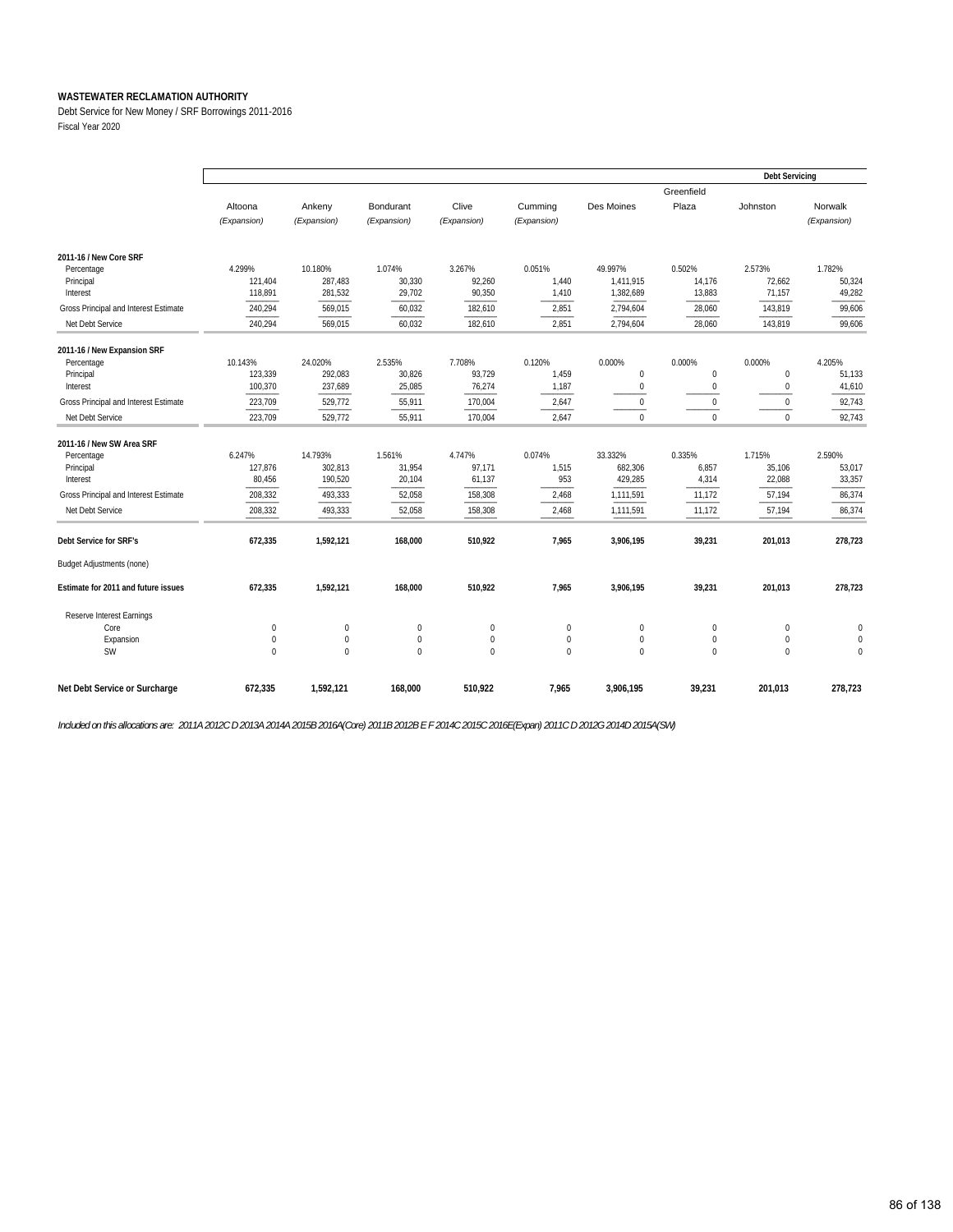**WASTEWATER RECLAMATION AUTHORITY**

Debt Service for New Money / SRF Borrowings 2011-2016

Fiscal Year 2020

| | | | | | | | | Debt Servicing | |
|---|---|---|---|---|---|---|---|---|---|
| | Altoona (Expansion) | Ankeny (Expansion) | Bondurant (Expansion) | Clive (Expansion) | Cumming (Expansion) | Des Moines | Greenfield Plaza | Johnston | Norwalk (Expansion) |
| **2011-16 / New Core SRF** | | | | | | | | | |
| Percentage | 4.299% | 10.180% | 1.074% | 3.267% | 0.051% | 49.997% | 0.502% | 2.573% | 1.782% |
| Principal | 121,404 | 287,483 | 30,330 | 92,260 | 1,440 | 1,411,915 | 14,176 | 72,662 | 50,324 |
| Interest | 118,891 | 281,532 | 29,702 | 90,350 | 1,410 | 1,382,689 | 13,883 | 71,157 | 49,282 |
| Gross Principal and Interest Estimate | 240,294 | 569,015 | 60,032 | 182,610 | 2,851 | 2,794,604 | 28,060 | 143,819 | 99,606 |
| Net Debt Service | 240,294 | 569,015 | 60,032 | 182,610 | 2,851 | 2,794,604 | 28,060 | 143,819 | 99,606 |
| **2011-16 / New Expansion SRF** | | | | | | | | | |
| Percentage | 10.143% | 24.020% | 2.535% | 7.708% | 0.120% | 0.000% | 0.000% | 0.000% | 4.205% |
| Principal | 123,339 | 292,083 | 30,826 | 93,729 | 1,459 | 0 | 0 | 0 | 51,133 |
| Interest | 100,370 | 237,689 | 25,085 | 76,274 | 1,187 | 0 | 0 | 0 | 41,610 |
| Gross Principal and Interest Estimate | 223,709 | 529,772 | 55,911 | 170,004 | 2,647 | 0 | 0 | 0 | 92,743 |
| Net Debt Service | 223,709 | 529,772 | 55,911 | 170,004 | 2,647 | 0 | 0 | 0 | 92,743 |
| **2011-16 / New SW Area SRF** | | | | | | | | | |
| Percentage | 6.247% | 14.793% | 1.561% | 4.747% | 0.074% | 33.332% | 0.335% | 1.715% | 2.590% |
| Principal | 127,876 | 302,813 | 31,954 | 97,171 | 1,515 | 682,306 | 6,857 | 35,106 | 53,017 |
| Interest | 80,456 | 190,520 | 20,104 | 61,137 | 953 | 429,285 | 4,314 | 22,088 | 33,357 |
| Gross Principal and Interest Estimate | 208,332 | 493,333 | 52,058 | 158,308 | 2,468 | 1,111,591 | 11,172 | 57,194 | 86,374 |
| Net Debt Service | 208,332 | 493,333 | 52,058 | 158,308 | 2,468 | 1,111,591 | 11,172 | 57,194 | 86,374 |
| **Debt Service for SRF's** | **672,335** | **1,592,121** | **168,000** | **510,922** | **7,965** | **3,906,195** | **39,231** | **201,013** | **278,723** |
| Budget Adjustments (none) | | | | | | | | | |
| **Estimate for 2011 and future issues** | **672,335** | **1,592,121** | **168,000** | **510,922** | **7,965** | **3,906,195** | **39,231** | **201,013** | **278,723** |
| Reserve Interest Earnings | | | | | | | | | |
| Core | 0 | 0 | 0 | 0 | 0 | 0 | 0 | 0 | 0 |
| Expansion | 0 | 0 | 0 | 0 | 0 | 0 | 0 | 0 | 0 |
| SW | 0 | 0 | 0 | 0 | 0 | 0 | 0 | 0 | 0 |
| **Net Debt Service or Surcharge** | **672,335** | **1,592,121** | **168,000** | **510,922** | **7,965** | **3,906,195** | **39,231** | **201,013** | **278,723** |

*Included on this allocations are: 2011A 2012C D 2013A 2014A 2015B 2016A(Core) 2011B 2012B E F 2014C 2015C 2016E(Expan) 2011C D 2012G 2014D 2015A(SW)*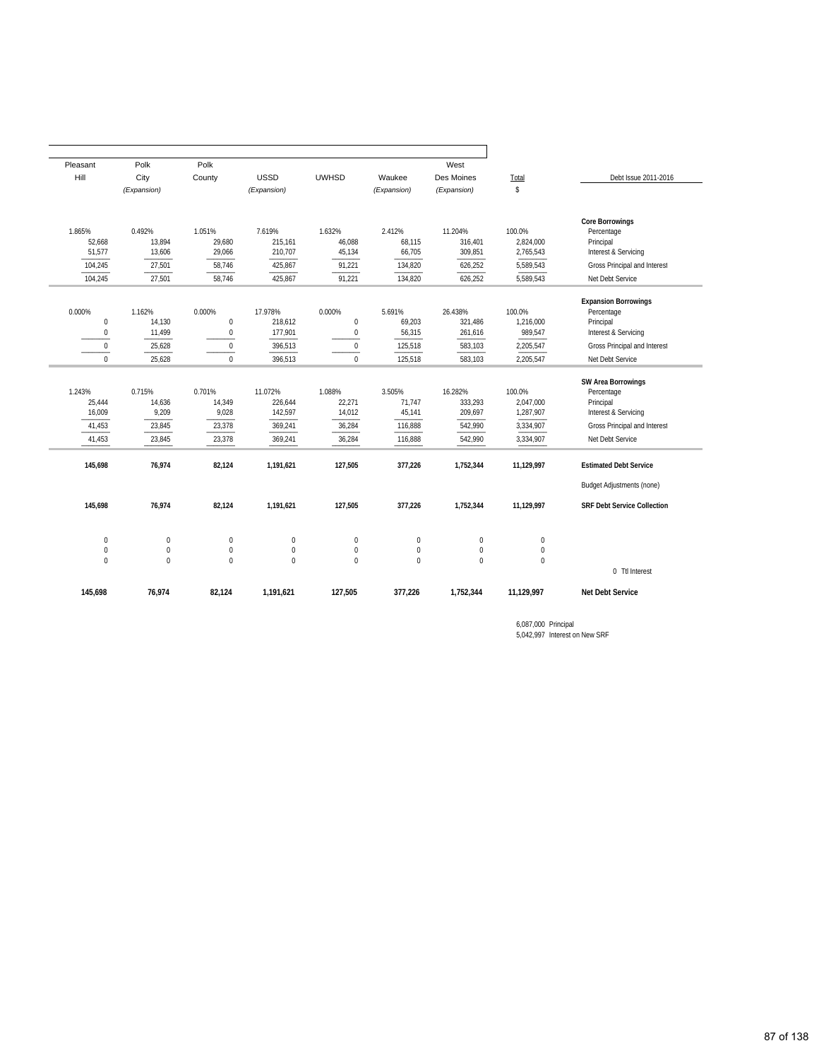| Pleasant Hill | Polk City (Expansion) | Polk County | USSD (Expansion) | UWHSD | Waukee (Expansion) | West Des Moines (Expansion) | Total $ | Debt Issue 2011-2016 |
|---|---|---|---|---|---|---|---|---|
| | | | | | | | | **Core Borrowings** |
| 1.865% | 0.492% | 1.051% | 7.619% | 1.632% | 2.412% | 11.204% | 100.0% | Percentage |
| 52,668 | 13,894 | 29,680 | 215,161 | 46,088 | 68,115 | 316,401 | 2,824,000 | Principal |
| 51,577 | 13,606 | 29,066 | 210,707 | 45,134 | 66,705 | 309,851 | 2,765,543 | Interest & Servicing |
| 104,245 | 27,501 | 58,746 | 425,867 | 91,221 | 134,820 | 626,252 | 5,589,543 | Gross Principal and Interest |
| 104,245 | 27,501 | 58,746 | 425,867 | 91,221 | 134,820 | 626,252 | 5,589,543 | Net Debt Service |
| | | | | | | | | **Expansion Borrowings** |
| 0.000% | 1.162% | 0.000% | 17.978% | 0.000% | 5.691% | 26.438% | 100.0% | Percentage |
| 0 | 14,130 | 0 | 218,612 | 0 | 69,203 | 321,486 | 1,216,000 | Principal |
| 0 | 11,499 | 0 | 177,901 | 0 | 56,315 | 261,616 | 989,547 | Interest & Servicing |
| 0 | 25,628 | 0 | 396,513 | 0 | 125,518 | 583,103 | 2,205,547 | Gross Principal and Interest |
| 0 | 25,628 | 0 | 396,513 | 0 | 125,518 | 583,103 | 2,205,547 | Net Debt Service |
| | | | | | | | | **SW Area Borrowings** |
| 1.243% | 0.715% | 0.701% | 11.072% | 1.088% | 3.505% | 16.282% | 100.0% | Percentage |
| 25,444 | 14,636 | 14,349 | 226,644 | 22,271 | 71,747 | 333,293 | 2,047,000 | Principal |
| 16,009 | 9,209 | 9,028 | 142,597 | 14,012 | 45,141 | 209,697 | 1,287,907 | Interest & Servicing |
| 41,453 | 23,845 | 23,378 | 369,241 | 36,284 | 116,888 | 542,990 | 3,334,907 | Gross Principal and Interest |
| 41,453 | 23,845 | 23,378 | 369,241 | 36,284 | 116,888 | 542,990 | 3,334,907 | Net Debt Service |
| **145,698** | **76,974** | **82,124** | **1,191,621** | **127,505** | **377,226** | **1,752,344** | **11,129,997** | **Estimated Debt Service** |
| | | | | | | | | Budget Adjustments (none) |
| **145,698** | **76,974** | **82,124** | **1,191,621** | **127,505** | **377,226** | **1,752,344** | **11,129,997** | **SRF Debt Service Collection** |
| 0 | 0 | 0 | 0 | 0 | 0 | 0 | 0 | |
| 0 | 0 | 0 | 0 | 0 | 0 | 0 | 0 | |
| 0 | 0 | 0 | 0 | 0 | 0 | 0 | 0 | |
| | | | | | | | | 0 Ttl Interest |
| **145,698** | **76,974** | **82,124** | **1,191,621** | **127,505** | **377,226** | **1,752,344** | **11,129,997** | **Net Debt Service** |

6,087,000 Principal
5,042,997 Interest on New SRF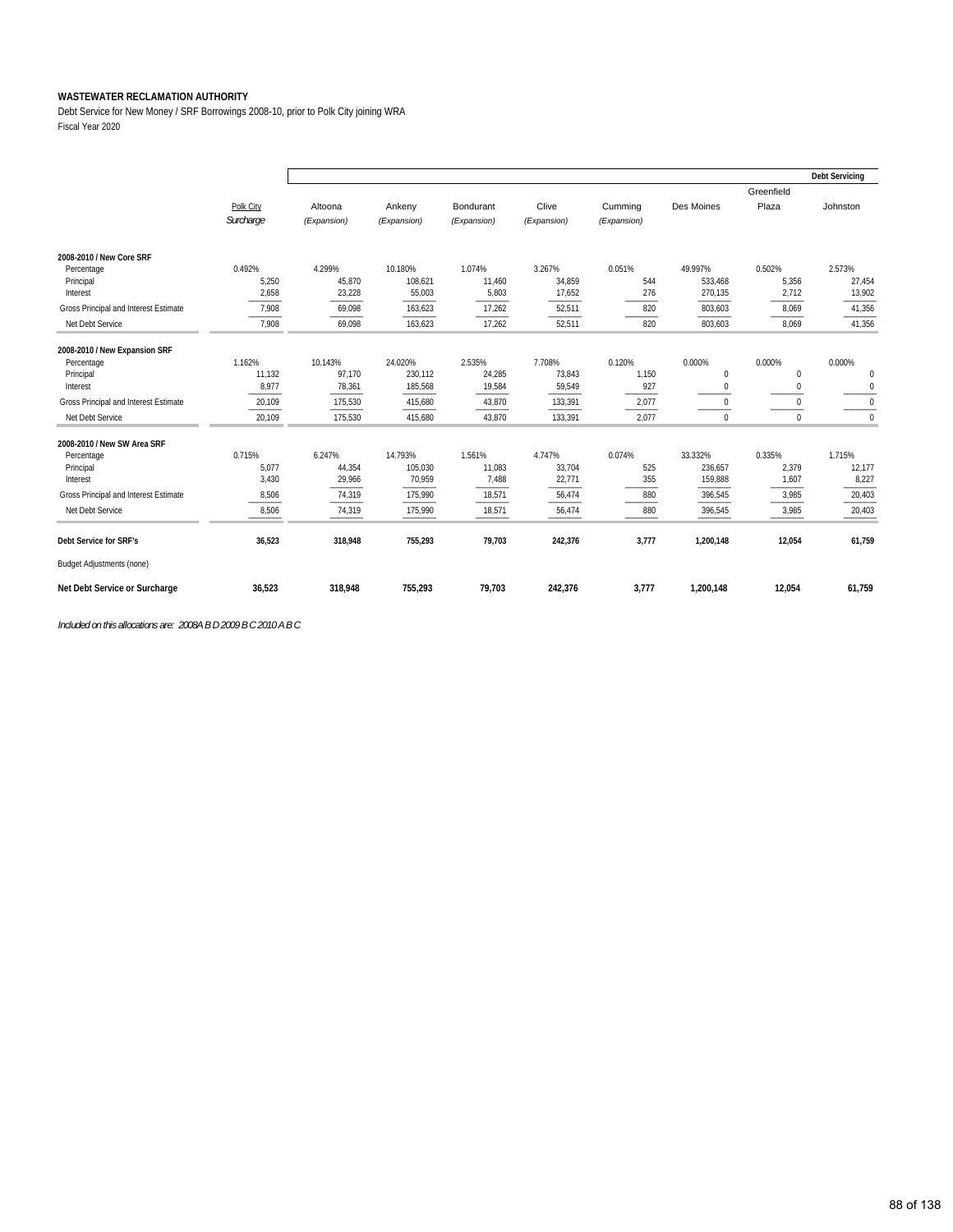**WASTEWATER RECLAMATION AUTHORITY**

Debt Service for New Money / SRF Borrowings 2008-10, prior to Polk City joining WRA

Fiscal Year 2020

| | Polk City *Surcharge* | Altoona *(Expansion)* | Ankeny *(Expansion)* | Bondurant *(Expansion)* | Clive *(Expansion)* | Cumming *(Expansion)* | Des Moines | Greenfield Plaza | Johnston |
|---|---|---|---|---|---|---|---|---|---|
| | | | | | | | | | **Debt Servicing** |
| **2008-2010 / New Core SRF** | | | | | | | | | |
| Percentage | 0.492% | 4.299% | 10.180% | 1.074% | 3.267% | 0.051% | 49.997% | 0.502% | 2.573% |
| Principal | 5,250 | 45,870 | 108,621 | 11,460 | 34,859 | 544 | 533,468 | 5,356 | 27,454 |
| Interest | 2,658 | 23,228 | 55,003 | 5,803 | 17,652 | 276 | 270,135 | 2,712 | 13,902 |
| Gross Principal and Interest Estimate | 7,908 | 69,098 | 163,623 | 17,262 | 52,511 | 820 | 803,603 | 8,069 | 41,356 |
| Net Debt Service | 7,908 | 69,098 | 163,623 | 17,262 | 52,511 | 820 | 803,603 | 8,069 | 41,356 |
| **2008-2010 / New Expansion SRF** | | | | | | | | | |
| Percentage | 1.162% | 10.143% | 24.020% | 2.535% | 7.708% | 0.120% | 0.000% | 0.000% | 0.000% |
| Principal | 11,132 | 97,170 | 230,112 | 24,285 | 73,843 | 1,150 | 0 | 0 | 0 |
| Interest | 8,977 | 78,361 | 185,568 | 19,584 | 59,549 | 927 | 0 | 0 | 0 |
| Gross Principal and Interest Estimate | 20,109 | 175,530 | 415,680 | 43,870 | 133,391 | 2,077 | 0 | 0 | 0 |
| Net Debt Service | 20,109 | 175,530 | 415,680 | 43,870 | 133,391 | 2,077 | 0 | 0 | 0 |
| **2008-2010 / New SW Area SRF** | | | | | | | | | |
| Percentage | 0.715% | 6.247% | 14.793% | 1.561% | 4.747% | 0.074% | 33.332% | 0.335% | 1.715% |
| Principal | 5,077 | 44,354 | 105,030 | 11,083 | 33,704 | 525 | 236,657 | 2,379 | 12,177 |
| Interest | 3,430 | 29,966 | 70,959 | 7,488 | 22,771 | 355 | 159,888 | 1,607 | 8,227 |
| Gross Principal and Interest Estimate | 8,506 | 74,319 | 175,990 | 18,571 | 56,474 | 880 | 396,545 | 3,985 | 20,403 |
| Net Debt Service | 8,506 | 74,319 | 175,990 | 18,571 | 56,474 | 880 | 396,545 | 3,985 | 20,403 |
| **Debt Service for SRF's** | **36,523** | **318,948** | **755,293** | **79,703** | **242,376** | **3,777** | **1,200,148** | **12,054** | **61,759** |
| Budget Adjustments (none) | | | | | | | | | |
| **Net Debt Service or Surcharge** | **36,523** | **318,948** | **755,293** | **79,703** | **242,376** | **3,777** | **1,200,148** | **12,054** | **61,759** |

*Included on this allocations are: 2008A B D 2009 B C 2010 A B C*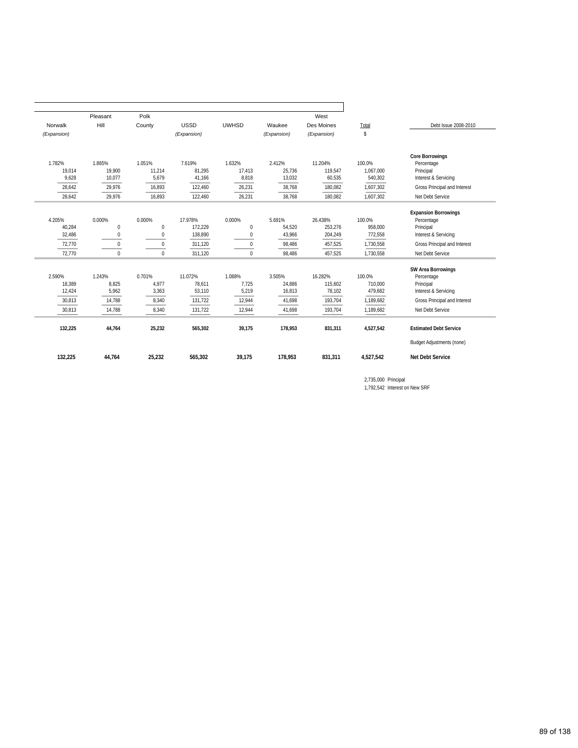| Norwalk (Expansion) | Pleasant Hill | Polk County | USSD (Expansion) | UWHSD | Waukee (Expansion) | West Des Moines (Expansion) | Total $ | Debt Issue 2008-2010 |
|---|---|---|---|---|---|---|---|---|
| | | | | | | | | **Core Borrowings** |
| 1.782% | 1.865% | 1.051% | 7.619% | 1.632% | 2.412% | 11.204% | 100.0% | Percentage |
| 19,014 | 19,900 | 11,214 | 81,295 | 17,413 | 25,736 | 119,547 | 1,067,000 | Principal |
| 9,628 | 10,077 | 5,679 | 41,166 | 8,818 | 13,032 | 60,535 | 540,302 | Interest & Servicing |
| 28,642 | 29,976 | 16,893 | 122,460 | 26,231 | 38,768 | 180,082 | 1,607,302 | Gross Principal and Interest |
| 28,642 | 29,976 | 16,893 | 122,460 | 26,231 | 38,768 | 180,082 | 1,607,302 | Net Debt Service |
| | | | | | | | | **Expansion Borrowings** |
| 4.205% | 0.000% | 0.000% | 17.978% | 0.000% | 5.691% | 26.438% | 100.0% | Percentage |
| 40,284 | 0 | 0 | 172,229 | 0 | 54,520 | 253,276 | 958,000 | Principal |
| 32,486 | 0 | 0 | 138,890 | 0 | 43,966 | 204,249 | 772,558 | Interest & Servicing |
| 72,770 | 0 | 0 | 311,120 | 0 | 98,486 | 457,525 | 1,730,558 | Gross Principal and Interest |
| 72,770 | 0 | 0 | 311,120 | 0 | 98,486 | 457,525 | 1,730,558 | Net Debt Service |
| | | | | | | | | **SW Area Borrowings** |
| 2.590% | 1.243% | 0.701% | 11.072% | 1.088% | 3.505% | 16.282% | 100.0% | Percentage |
| 18,389 | 8,825 | 4,977 | 78,611 | 7,725 | 24,886 | 115,602 | 710,000 | Principal |
| 12,424 | 5,962 | 3,363 | 53,110 | 5,219 | 16,813 | 78,102 | 479,682 | Interest & Servicing |
| 30,813 | 14,788 | 8,340 | 131,722 | 12,944 | 41,698 | 193,704 | 1,189,682 | Gross Principal and Interest |
| 30,813 | 14,788 | 8,340 | 131,722 | 12,944 | 41,698 | 193,704 | 1,189,682 | Net Debt Service |
| **132,225** | **44,764** | **25,232** | **565,302** | **39,175** | **178,953** | **831,311** | **4,527,542** | **Estimated Debt Service** |
| | | | | | | | | Budget Adjustments (none) |
| **132,225** | **44,764** | **25,232** | **565,302** | **39,175** | **178,953** | **831,311** | **4,527,542** | **Net Debt Service** |

2,735,000 Principal
1,792,542 Interest on New SRF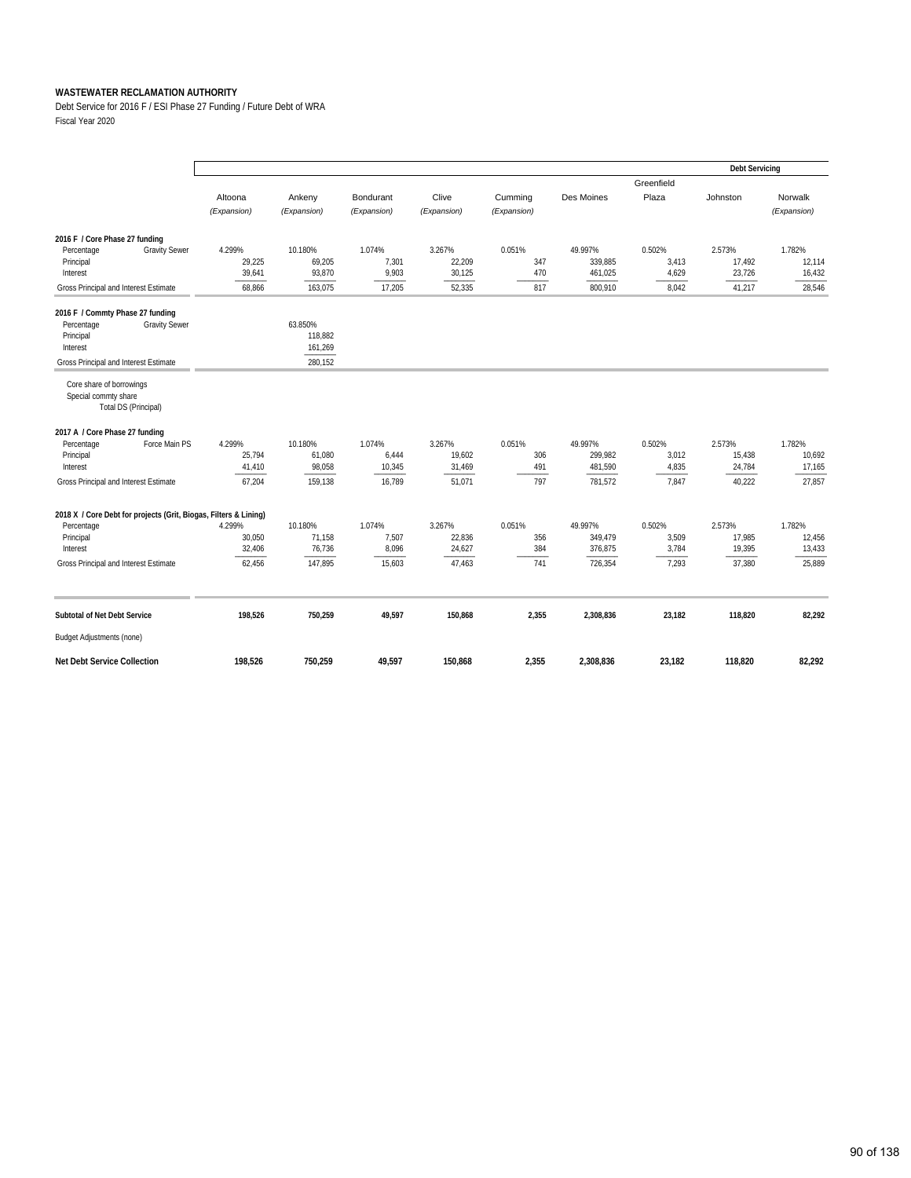**WASTEWATER RECLAMATION AUTHORITY**

Debt Service for 2016 F / ESI Phase 27 Funding / Future Debt of WRA

Fiscal Year 2020

| | | | | | | | | Debt Servicing | |
|---|---|---|---|---|---|---|---|---|---|
| | Altoona *(Expansion)* | Ankeny *(Expansion)* | Bondurant *(Expansion)* | Clive *(Expansion)* | Cumming *(Expansion)* | Des Moines | Greenfield Plaza | Johnston | Norwalk *(Expansion)* |
| **2016 F / Core Phase 27 funding** | | | | | | | | | |
| Percentage — Gravity Sewer | 4.299% | 10.180% | 1.074% | 3.267% | 0.051% | 49.997% | 0.502% | 2.573% | 1.782% |
| Principal | 29,225 | 69,205 | 7,301 | 22,209 | 347 | 339,885 | 3,413 | 17,492 | 12,114 |
| Interest | 39,641 | 93,870 | 9,903 | 30,125 | 470 | 461,025 | 4,629 | 23,726 | 16,432 |
| Gross Principal and Interest Estimate | 68,866 | 163,075 | 17,205 | 52,335 | 817 | 800,910 | 8,042 | 41,217 | 28,546 |
| **2016 F / Commty Phase 27 funding** | | | | | | | | | |
| Percentage — Gravity Sewer | | 63.850% | | | | | | | |
| Principal | | 118,882 | | | | | | | |
| Interest | | 161,269 | | | | | | | |
| Gross Principal and Interest Estimate | | 280,152 | | | | | | | |
| Core share of borrowings | | | | | | | | | |
| Special commty share | | | | | | | | | |
| Total DS (Principal) | | | | | | | | | |
| **2017 A / Core Phase 27 funding** | | | | | | | | | |
| Percentage — Force Main PS | 4.299% | 10.180% | 1.074% | 3.267% | 0.051% | 49.997% | 0.502% | 2.573% | 1.782% |
| Principal | 25,794 | 61,080 | 6,444 | 19,602 | 306 | 299,982 | 3,012 | 15,438 | 10,692 |
| Interest | 41,410 | 98,058 | 10,345 | 31,469 | 491 | 481,590 | 4,835 | 24,784 | 17,165 |
| Gross Principal and Interest Estimate | 67,204 | 159,138 | 16,789 | 51,071 | 797 | 781,572 | 7,847 | 40,222 | 27,857 |
| **2018 X / Core Debt for projects (Grit, Biogas, Filters & Lining)** | | | | | | | | | |
| Percentage | 4.299% | 10.180% | 1.074% | 3.267% | 0.051% | 49.997% | 0.502% | 2.573% | 1.782% |
| Principal | 30,050 | 71,158 | 7,507 | 22,836 | 356 | 349,479 | 3,509 | 17,985 | 12,456 |
| Interest | 32,406 | 76,736 | 8,096 | 24,627 | 384 | 376,875 | 3,784 | 19,395 | 13,433 |
| Gross Principal and Interest Estimate | 62,456 | 147,895 | 15,603 | 47,463 | 741 | 726,354 | 7,293 | 37,380 | 25,889 |
| **Subtotal of Net Debt Service** | **198,526** | **750,259** | **49,597** | **150,868** | **2,355** | **2,308,836** | **23,182** | **118,820** | **82,292** |
| Budget Adjustments (none) | | | | | | | | | |
| **Net Debt Service Collection** | **198,526** | **750,259** | **49,597** | **150,868** | **2,355** | **2,308,836** | **23,182** | **118,820** | **82,292** |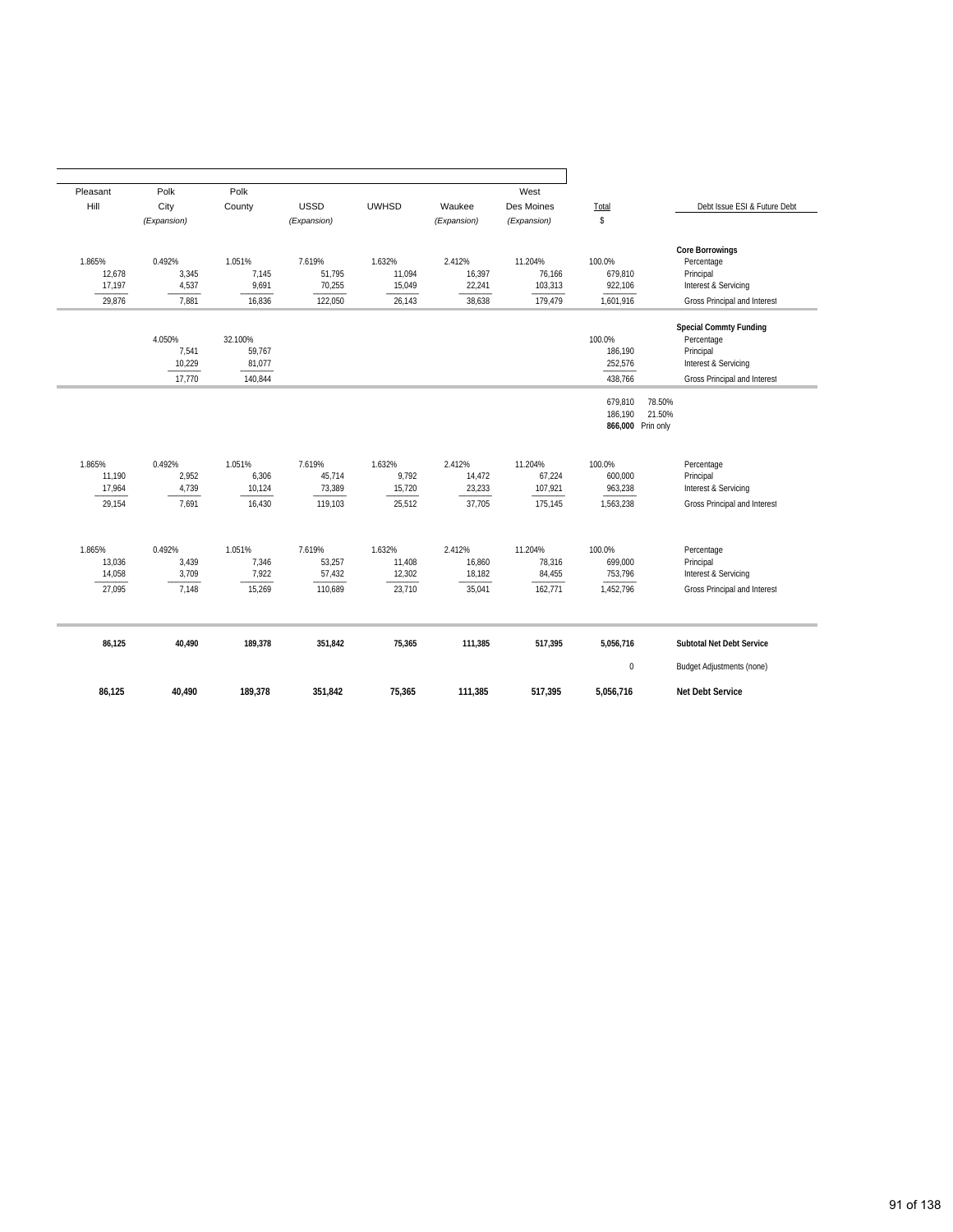| Pleasant Hill | Polk City (Expansion) | Polk County | USSD (Expansion) | UWHSD | Waukee (Expansion) | West Des Moines (Expansion) | Total $ | | Debt Issue ESI & Future Debt |
|---|---|---|---|---|---|---|---|---|---|
| | | | | | | | | | **Core Borrowings** |
| 1.865% | 0.492% | 1.051% | 7.619% | 1.632% | 2.412% | 11.204% | 100.0% | | Percentage |
| 12,678 | 3,345 | 7,145 | 51,795 | 11,094 | 16,397 | 76,166 | 679,810 | | Principal |
| 17,197 | 4,537 | 9,691 | 70,255 | 15,049 | 22,241 | 103,313 | 922,106 | | Interest & Servicing |
| 29,876 | 7,881 | 16,836 | 122,050 | 26,143 | 38,638 | 179,479 | 1,601,916 | | Gross Principal and Interest |
| | | | | | | | | | **Special Commty Funding** |
| | 4.050% | 32.100% | | | | | 100.0% | | Percentage |
| | 7,541 | 59,767 | | | | | 186,190 | | Principal |
| | 10,229 | 81,077 | | | | | 252,576 | | Interest & Servicing |
| | 17,770 | 140,844 | | | | | 438,766 | | Gross Principal and Interest |
| | | | | | | | 679,810 | 78.50% | |
| | | | | | | | 186,190 | 21.50% | |
| | | | | | | | **866,000** | Prin only | |
| 1.865% | 0.492% | 1.051% | 7.619% | 1.632% | 2.412% | 11.204% | 100.0% | | Percentage |
| 11,190 | 2,952 | 6,306 | 45,714 | 9,792 | 14,472 | 67,224 | 600,000 | | Principal |
| 17,964 | 4,739 | 10,124 | 73,389 | 15,720 | 23,233 | 107,921 | 963,238 | | Interest & Servicing |
| 29,154 | 7,691 | 16,430 | 119,103 | 25,512 | 37,705 | 175,145 | 1,563,238 | | Gross Principal and Interest |
| 1.865% | 0.492% | 1.051% | 7.619% | 1.632% | 2.412% | 11.204% | 100.0% | | Percentage |
| 13,036 | 3,439 | 7,346 | 53,257 | 11,408 | 16,860 | 78,316 | 699,000 | | Principal |
| 14,058 | 3,709 | 7,922 | 57,432 | 12,302 | 18,182 | 84,455 | 753,796 | | Interest & Servicing |
| 27,095 | 7,148 | 15,269 | 110,689 | 23,710 | 35,041 | 162,771 | 1,452,796 | | Gross Principal and Interest |
| **86,125** | **40,490** | **189,378** | **351,842** | **75,365** | **111,385** | **517,395** | **5,056,716** | | **Subtotal Net Debt Service** |
| | | | | | | | 0 | | Budget Adjustments (none) |
| **86,125** | **40,490** | **189,378** | **351,842** | **75,365** | **111,385** | **517,395** | **5,056,716** | | **Net Debt Service** |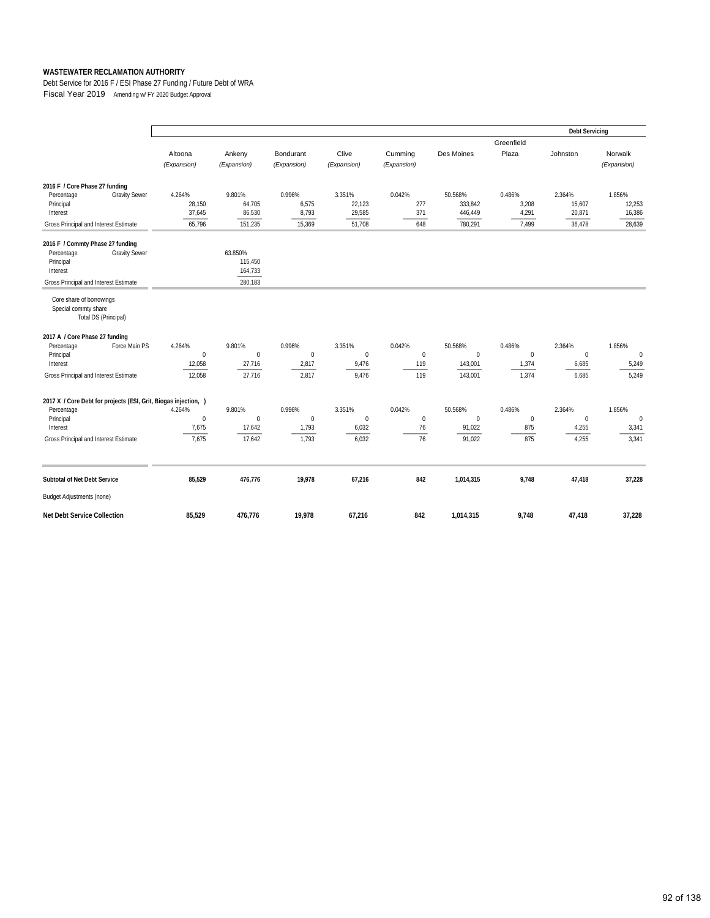**WASTEWATER RECLAMATION AUTHORITY**

Debt Service for 2016 F / ESI Phase 27 Funding / Future Debt of WRA

Fiscal Year 2019 Amending w/ FY 2020 Budget Approval

| | | | | | | | Greenfield | | Debt Servicing |
|---|---|---|---|---|---|---|---|---|---|
| | Altoona *(Expansion)* | Ankeny *(Expansion)* | Bondurant *(Expansion)* | Clive *(Expansion)* | Cumming *(Expansion)* | Des Moines | Plaza | Johnston | Norwalk *(Expansion)* |
| **2016 F / Core Phase 27 funding** | | | | | | | | | |
| Percentage — Gravity Sewer | 4.264% | 9.801% | 0.996% | 3.351% | 0.042% | 50.568% | 0.486% | 2.364% | 1.856% |
| Principal | 28,150 | 64,705 | 6,575 | 22,123 | 277 | 333,842 | 3,208 | 15,607 | 12,253 |
| Interest | 37,645 | 86,530 | 8,793 | 29,585 | 371 | 446,449 | 4,291 | 20,871 | 16,386 |
| Gross Principal and Interest Estimate | 65,796 | 151,235 | 15,369 | 51,708 | 648 | 780,291 | 7,499 | 36,478 | 28,639 |
| **2016 F / Commty Phase 27 funding** | | | | | | | | | |
| Percentage — Gravity Sewer | | 63.850% | | | | | | | |
| Principal | | 115,450 | | | | | | | |
| Interest | | 164,733 | | | | | | | |
| Gross Principal and Interest Estimate | | 280,183 | | | | | | | |
| Core share of borrowings | | | | | | | | | |
| Special commty share | | | | | | | | | |
| Total DS (Principal) | | | | | | | | | |
| **2017 A / Core Phase 27 funding** | | | | | | | | | |
| Percentage — Force Main PS | 4.264% | 9.801% | 0.996% | 3.351% | 0.042% | 50.568% | 0.486% | 2.364% | 1.856% |
| Principal | 0 | 0 | 0 | 0 | 0 | 0 | 0 | 0 | 0 |
| Interest | 12,058 | 27,716 | 2,817 | 9,476 | 119 | 143,001 | 1,374 | 6,685 | 5,249 |
| Gross Principal and Interest Estimate | 12,058 | 27,716 | 2,817 | 9,476 | 119 | 143,001 | 1,374 | 6,685 | 5,249 |
| **2017 X / Core Debt for projects (ESI, Grit, Biogas injection, )** | | | | | | | | | |
| Percentage | 4.264% | 9.801% | 0.996% | 3.351% | 0.042% | 50.568% | 0.486% | 2.364% | 1.856% |
| Principal | 0 | 0 | 0 | 0 | 0 | 0 | 0 | 0 | 0 |
| Interest | 7,675 | 17,642 | 1,793 | 6,032 | 76 | 91,022 | 875 | 4,255 | 3,341 |
| Gross Principal and Interest Estimate | 7,675 | 17,642 | 1,793 | 6,032 | 76 | 91,022 | 875 | 4,255 | 3,341 |
| **Subtotal of Net Debt Service** | **85,529** | **476,776** | **19,978** | **67,216** | **842** | **1,014,315** | **9,748** | **47,418** | **37,228** |
| Budget Adjustments (none) | | | | | | | | | |
| **Net Debt Service Collection** | **85,529** | **476,776** | **19,978** | **67,216** | **842** | **1,014,315** | **9,748** | **47,418** | **37,228** |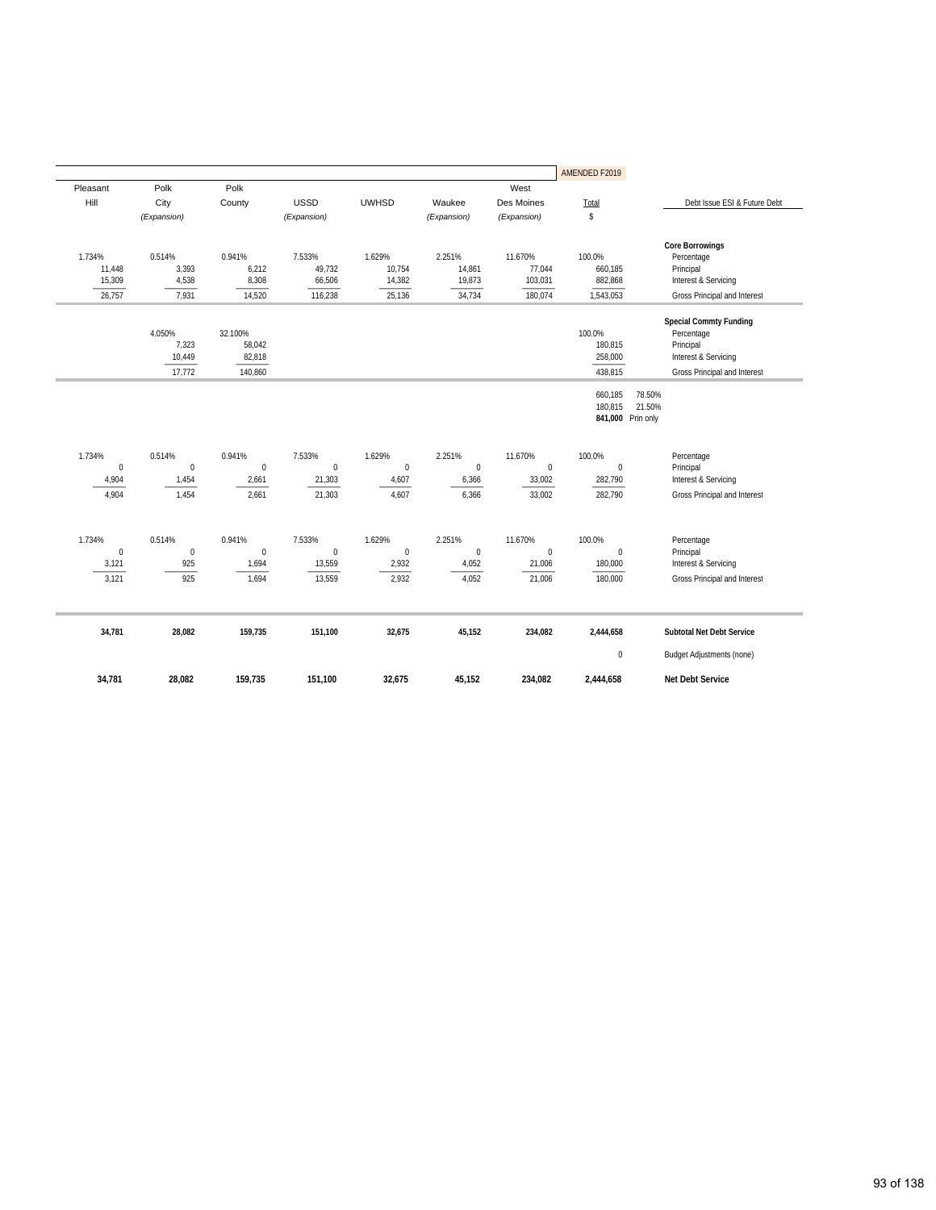| Pleasant Hill | Polk City *(Expansion)* | Polk County | USSD *(Expansion)* | UWHSD | Waukee *(Expansion)* | West Des Moines *(Expansion)* | AMENDED F2019 Total $ | | Debt Issue ESI & Future Debt |
|---|---|---|---|---|---|---|---|---|---|
| | | | | | | | | | **Core Borrowings** |
| 1.734% | 0.514% | 0.941% | 7.533% | 1.629% | 2.251% | 11.670% | 100.0% | | Percentage |
| 11,448 | 3,393 | 6,212 | 49,732 | 10,754 | 14,861 | 77,044 | 660,185 | | Principal |
| 15,309 | 4,538 | 8,308 | 66,506 | 14,382 | 19,873 | 103,031 | 882,868 | | Interest & Servicing |
| 26,757 | 7,931 | 14,520 | 116,238 | 25,136 | 34,734 | 180,074 | 1,543,053 | | Gross Principal and Interest |
| | | | | | | | | | **Special Commty Funding** |
| | 4.050% | 32.100% | | | | | 100.0% | | Percentage |
| | 7,323 | 58,042 | | | | | 180,815 | | Principal |
| | 10,449 | 82,818 | | | | | 258,000 | | Interest & Servicing |
| | 17,772 | 140,860 | | | | | 438,815 | | Gross Principal and Interest |
| | | | | | | | 660,185 | 78.50% | |
| | | | | | | | 180,815 | 21.50% | |
| | | | | | | | **841,000** | Prin only | |
| 1.734% | 0.514% | 0.941% | 7.533% | 1.629% | 2.251% | 11.670% | 100.0% | | Percentage |
| 0 | 0 | 0 | 0 | 0 | 0 | 0 | 0 | | Principal |
| 4,904 | 1,454 | 2,661 | 21,303 | 4,607 | 6,366 | 33,002 | 282,790 | | Interest & Servicing |
| 4,904 | 1,454 | 2,661 | 21,303 | 4,607 | 6,366 | 33,002 | 282,790 | | Gross Principal and Interest |
| 1.734% | 0.514% | 0.941% | 7.533% | 1.629% | 2.251% | 11.670% | 100.0% | | Percentage |
| 0 | 0 | 0 | 0 | 0 | 0 | 0 | 0 | | Principal |
| 3,121 | 925 | 1,694 | 13,559 | 2,932 | 4,052 | 21,006 | 180,000 | | Interest & Servicing |
| 3,121 | 925 | 1,694 | 13,559 | 2,932 | 4,052 | 21,006 | 180,000 | | Gross Principal and Interest |
| **34,781** | **28,082** | **159,735** | **151,100** | **32,675** | **45,152** | **234,082** | **2,444,658** | | **Subtotal Net Debt Service** |
| | | | | | | | 0 | | Budget Adjustments (none) |
| **34,781** | **28,082** | **159,735** | **151,100** | **32,675** | **45,152** | **234,082** | **2,444,658** | | **Net Debt Service** |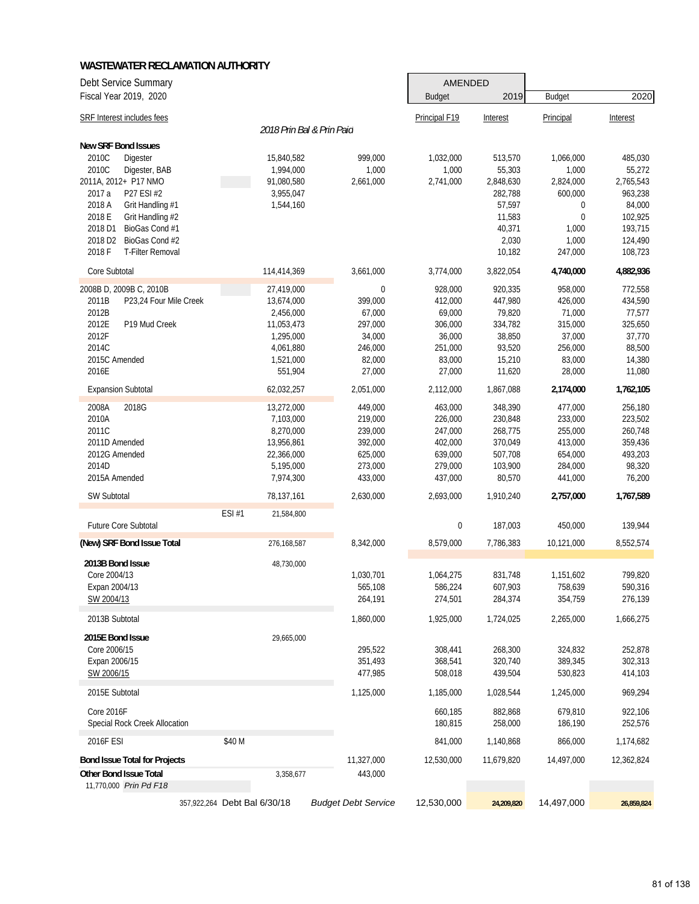# WASTEWATER RECLAMATION AUTHORITY

Debt Service Summary
Fiscal Year 2019, 2020

SRF Interest includes fees

| | | | | AMENDED Budget | 2019 | Budget | 2020 |
|---|---|---|---|---|---|---|---|
| | | *2018 Prin Bal & Prin Paid* | | Principal F19 | Interest | Principal | Interest |
| **New SRF Bond Issues** | | | | | | | |
| 2010C | Digester | 15,840,582 | 999,000 | 1,032,000 | 513,570 | 1,066,000 | 485,030 |
| 2010C | Digester, BAB | 1,994,000 | 1,000 | 1,000 | 55,303 | 1,000 | 55,272 |
| 2011A, 2012+ | P17 NMO | 91,080,580 | 2,661,000 | 2,741,000 | 2,848,630 | 2,824,000 | 2,765,543 |
| 2017 a | P27 ESI #2 | 3,955,047 | | | 282,788 | 600,000 | 963,238 |
| 2018 A | Grit Handling #1 | 1,544,160 | | | 57,597 | 0 | 84,000 |
| 2018 E | Grit Handling #2 | | | | 11,583 | 0 | 102,925 |
| 2018 D1 | BioGas Cond #1 | | | | 40,371 | 1,000 | 193,715 |
| 2018 D2 | BioGas Cond #2 | | | | 2,030 | 1,000 | 124,490 |
| 2018 F | T-Filter Removal | | | | 10,182 | 247,000 | 108,723 |
| Core Subtotal | | 114,414,369 | 3,661,000 | 3,774,000 | 3,822,054 | **4,740,000** | **4,882,936** |
| 2008B D, 2009B C, 2010B | | 27,419,000 | 0 | 928,000 | 920,335 | 958,000 | 772,558 |
| 2011B | P23,24 Four Mile Creek | 13,674,000 | 399,000 | 412,000 | 447,980 | 426,000 | 434,590 |
| 2012B | | 2,456,000 | 67,000 | 69,000 | 79,820 | 71,000 | 77,577 |
| 2012E | P19 Mud Creek | 11,053,473 | 297,000 | 306,000 | 334,782 | 315,000 | 325,650 |
| 2012F | | 1,295,000 | 34,000 | 36,000 | 38,850 | 37,000 | 37,770 |
| 2014C | | 4,061,880 | 246,000 | 251,000 | 93,520 | 256,000 | 88,500 |
| 2015C Amended | | 1,521,000 | 82,000 | 83,000 | 15,210 | 83,000 | 14,380 |
| 2016E | | 551,904 | 27,000 | 27,000 | 11,620 | 28,000 | 11,080 |
| Expansion Subtotal | | 62,032,257 | 2,051,000 | 2,112,000 | 1,867,088 | **2,174,000** | **1,762,105** |
| 2008A | 2018G | 13,272,000 | 449,000 | 463,000 | 348,390 | 477,000 | 256,180 |
| 2010A | | 7,103,000 | 219,000 | 226,000 | 230,848 | 233,000 | 223,502 |
| 2011C | | 8,270,000 | 239,000 | 247,000 | 268,775 | 255,000 | 260,748 |
| 2011D Amended | | 13,956,861 | 392,000 | 402,000 | 370,049 | 413,000 | 359,436 |
| 2012G Amended | | 22,366,000 | 625,000 | 639,000 | 507,708 | 654,000 | 493,203 |
| 2014D | | 5,195,000 | 273,000 | 279,000 | 103,900 | 284,000 | 98,320 |
| 2015A Amended | | 7,974,300 | 433,000 | 437,000 | 80,570 | 441,000 | 76,200 |
| SW Subtotal | | 78,137,161 | 2,630,000 | 2,693,000 | 1,910,240 | **2,757,000** | **1,767,589** |
| | ESI #1 | 21,584,800 | | | | | |
| Future Core Subtotal | | | | 0 | 187,003 | 450,000 | 139,944 |
| **(New) SRF Bond Issue Total** | | 276,168,587 | 8,342,000 | 8,579,000 | 7,786,383 | 10,121,000 | 8,552,574 |
| **2013B Bond Issue** | | 48,730,000 | | | | | |
| Core 2004/13 | | | 1,030,701 | 1,064,275 | 831,748 | 1,151,602 | 799,820 |
| Expan 2004/13 | | | 565,108 | 586,224 | 607,903 | 758,639 | 590,316 |
| SW 2004/13 | | | 264,191 | 274,501 | 284,374 | 354,759 | 276,139 |
| 2013B Subtotal | | | 1,860,000 | 1,925,000 | 1,724,025 | 2,265,000 | 1,666,275 |
| **2015E Bond Issue** | | 29,665,000 | | | | | |
| Core 2006/15 | | | 295,522 | 308,441 | 268,300 | 324,832 | 252,878 |
| Expan 2006/15 | | | 351,493 | 368,541 | 320,740 | 389,345 | 302,313 |
| SW 2006/15 | | | 477,985 | 508,018 | 439,504 | 530,823 | 414,103 |
| 2015E Subtotal | | | 1,125,000 | 1,185,000 | 1,028,544 | 1,245,000 | 969,294 |
| Core 2016F | | | | 660,185 | 882,868 | 679,810 | 922,106 |
| Special Rock Creek Allocation | | | | 180,815 | 258,000 | 186,190 | 252,576 |
| 2016F ESI | $40 M | | | 841,000 | 1,140,868 | 866,000 | 1,174,682 |
| **Bond Issue Total for Projects** | | | 11,327,000 | 12,530,000 | 11,679,820 | 14,497,000 | 12,362,824 |
| **Other Bond Issue Total** | | 3,358,677 | 443,000 | | | | |
| 11,770,000 *Prin Pd F18* | | | | | | | |
| 357,922,264 | Debt Bal 6/30/18 | | *Budget Debt Service* | 12,530,000 | 24,209,820 | 14,497,000 | 26,859,824 |